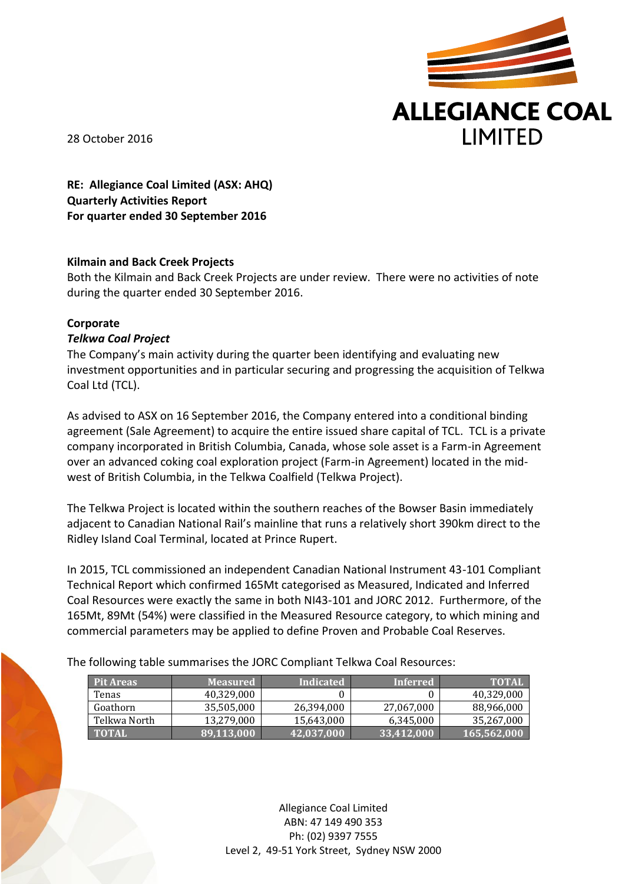28 October 2016

**RE: Allegiance Coal Limited (ASX: AHQ)**
**Quarterly Activities Report**
**For quarter ended 30 September 2016**

**Kilmain and Back Creek Projects**

Both the Kilmain and Back Creek Projects are under review. There were no activities of note during the quarter ended 30 September 2016.

**Corporate**

***Telkwa Coal Project***

The Company's main activity during the quarter been identifying and evaluating new investment opportunities and in particular securing and progressing the acquisition of Telkwa Coal Ltd (TCL).

As advised to ASX on 16 September 2016, the Company entered into a conditional binding agreement (Sale Agreement) to acquire the entire issued share capital of TCL. TCL is a private company incorporated in British Columbia, Canada, whose sole asset is a Farm-in Agreement over an advanced coking coal exploration project (Farm-in Agreement) located in the mid-west of British Columbia, in the Telkwa Coalfield (Telkwa Project).

The Telkwa Project is located within the southern reaches of the Bowser Basin immediately adjacent to Canadian National Rail's mainline that runs a relatively short 390km direct to the Ridley Island Coal Terminal, located at Prince Rupert.

In 2015, TCL commissioned an independent Canadian National Instrument 43-101 Compliant Technical Report which confirmed 165Mt categorised as Measured, Indicated and Inferred Coal Resources were exactly the same in both NI43-101 and JORC 2012. Furthermore, of the 165Mt, 89Mt (54%) were classified in the Measured Resource category, to which mining and commercial parameters may be applied to define Proven and Probable Coal Reserves.

The following table summarises the JORC Compliant Telkwa Coal Resources:

| Pit Areas | Measured | Indicated | Inferred | TOTAL |
|---|---|---|---|---|
| Tenas | 40,329,000 | 0 | 0 | 40,329,000 |
| Goathorn | 35,505,000 | 26,394,000 | 27,067,000 | 88,966,000 |
| Telkwa North | 13,279,000 | 15,643,000 | 6,345,000 | 35,267,000 |
| **TOTAL** | **89,113,000** | **42,037,000** | **33,412,000** | **165,562,000** |

Allegiance Coal Limited
ABN: 47 149 490 353
Ph: (02) 9397 7555
Level 2, 49-51 York Street, Sydney NSW 2000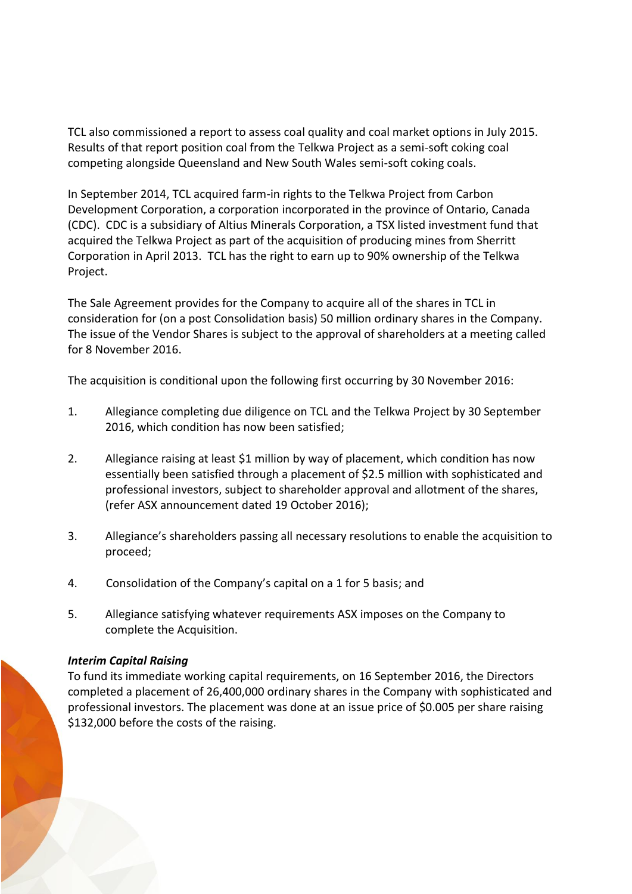TCL also commissioned a report to assess coal quality and coal market options in July 2015. Results of that report position coal from the Telkwa Project as a semi-soft coking coal competing alongside Queensland and New South Wales semi-soft coking coals.

In September 2014, TCL acquired farm-in rights to the Telkwa Project from Carbon Development Corporation, a corporation incorporated in the province of Ontario, Canada (CDC). CDC is a subsidiary of Altius Minerals Corporation, a TSX listed investment fund that acquired the Telkwa Project as part of the acquisition of producing mines from Sherritt Corporation in April 2013. TCL has the right to earn up to 90% ownership of the Telkwa Project.

The Sale Agreement provides for the Company to acquire all of the shares in TCL in consideration for (on a post Consolidation basis) 50 million ordinary shares in the Company. The issue of the Vendor Shares is subject to the approval of shareholders at a meeting called for 8 November 2016.

The acquisition is conditional upon the following first occurring by 30 November 2016:

1. Allegiance completing due diligence on TCL and the Telkwa Project by 30 September 2016, which condition has now been satisfied;

2. Allegiance raising at least $1 million by way of placement, which condition has now essentially been satisfied through a placement of $2.5 million with sophisticated and professional investors, subject to shareholder approval and allotment of the shares, (refer ASX announcement dated 19 October 2016);

3. Allegiance's shareholders passing all necessary resolutions to enable the acquisition to proceed;

4. Consolidation of the Company's capital on a 1 for 5 basis; and

5. Allegiance satisfying whatever requirements ASX imposes on the Company to complete the Acquisition.

***Interim Capital Raising***

To fund its immediate working capital requirements, on 16 September 2016, the Directors completed a placement of 26,400,000 ordinary shares in the Company with sophisticated and professional investors. The placement was done at an issue price of $0.005 per share raising $132,000 before the costs of the raising.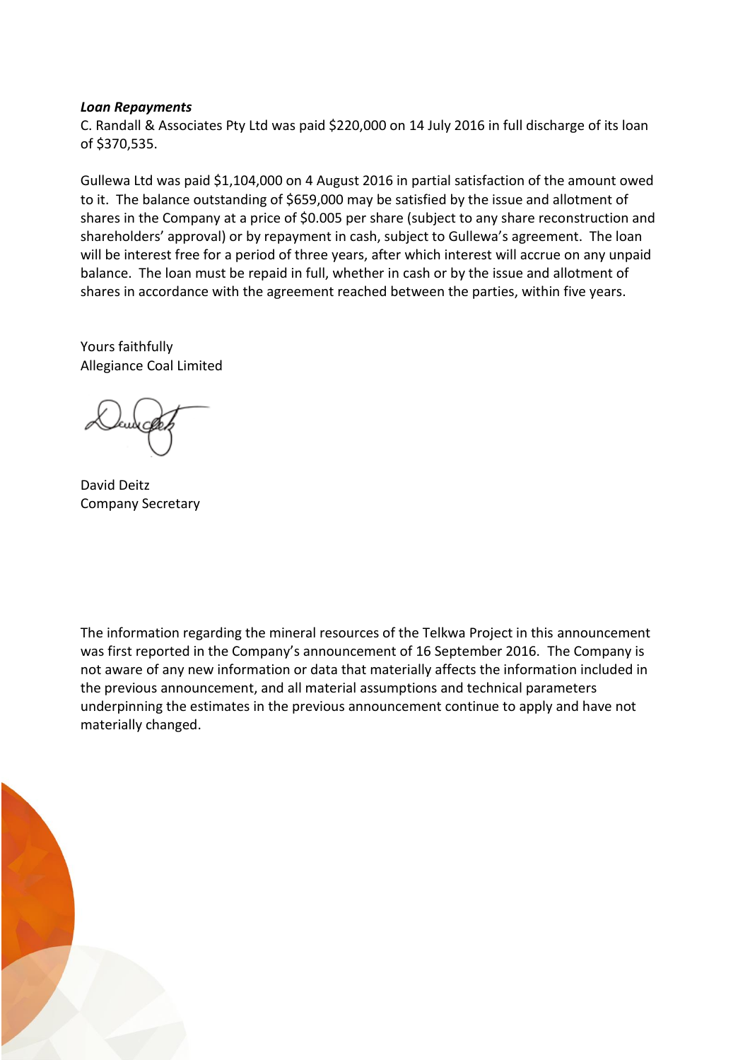***Loan Repayments***

C. Randall & Associates Pty Ltd was paid $220,000 on 14 July 2016 in full discharge of its loan of $370,535.

Gullewa Ltd was paid $1,104,000 on 4 August 2016 in partial satisfaction of the amount owed to it. The balance outstanding of $659,000 may be satisfied by the issue and allotment of shares in the Company at a price of $0.005 per share (subject to any share reconstruction and shareholders' approval) or by repayment in cash, subject to Gullewa's agreement. The loan will be interest free for a period of three years, after which interest will accrue on any unpaid balance. The loan must be repaid in full, whether in cash or by the issue and allotment of shares in accordance with the agreement reached between the parties, within five years.

Yours faithfully
Allegiance Coal Limited

David Deitz
Company Secretary

The information regarding the mineral resources of the Telkwa Project in this announcement was first reported in the Company's announcement of 16 September 2016. The Company is not aware of any new information or data that materially affects the information included in the previous announcement, and all material assumptions and technical parameters underpinning the estimates in the previous announcement continue to apply and have not materially changed.